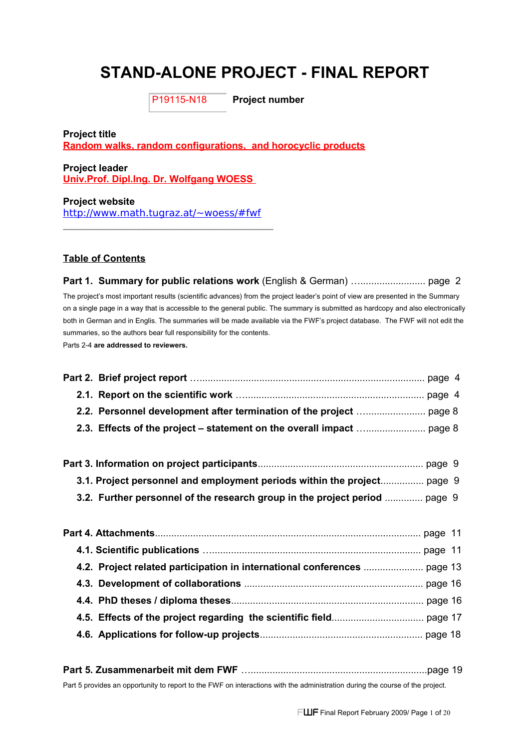# STAND-ALONE PROJECT - FINAL REPORT

P19115-N18 **Project number**

**Project title**
**Random walks, random configurations, and horocyclic products**

**Project leader**
**Univ.Prof. Dipl.Ing. Dr. Wolfgang WOESS**

**Project website**
http://www.math.tugraz.at/~woess/#fwf

---

## Table of Contents

**Part 1. Summary for public relations work** (English & German) .......................... page 2

The project's most important results (scientific advances) from the project leader's point of view are presented in the Summary on a single page in a way that is accessible to the general public. The summary is submitted as hardcopy and also electronically both in German and in Englis. The summaries will be made available via the FWF's project database. The FWF will not edit the summaries, so the authors bear full responsibility for the contents.
Parts 2-4 **are addressed to reviewers.**

**Part 2. Brief project report** ...................................................................................... page 4

- **2.1. Report on the scientific work** .................................................................... page 4
- **2.2. Personnel development after termination of the project** ........................ page 8
- **2.3. Effects of the project – statement on the overall impact** ......................... page 8

**Part 3. Information on project participants**.............................................................. page 9

- **3.1. Project personnel and employment periods within the project**................ page 9
- **3.2. Further personnel of the research group in the project period** ............. page 9

**Part 4. Attachments**................................................................................................. page 11

- **4.1. Scientific publications** ............................................................................... page 11
- **4.2. Project related participation in international conferences** ...................... page 13
- **4.3. Development of collaborations** ................................................................. page 16
- **4.4. PhD theses / diploma theses**...................................................................... page 16
- **4.5. Effects of the project regarding the scientific field**................................. page 17
- **4.6. Applications for follow-up projects**........................................................... page 18

**Part 5. Zusammenarbeit mit dem FWF** ....................................................................page 19

Part 5 provides an opportunity to report to the FWF on interactions with the administration during the course of the project.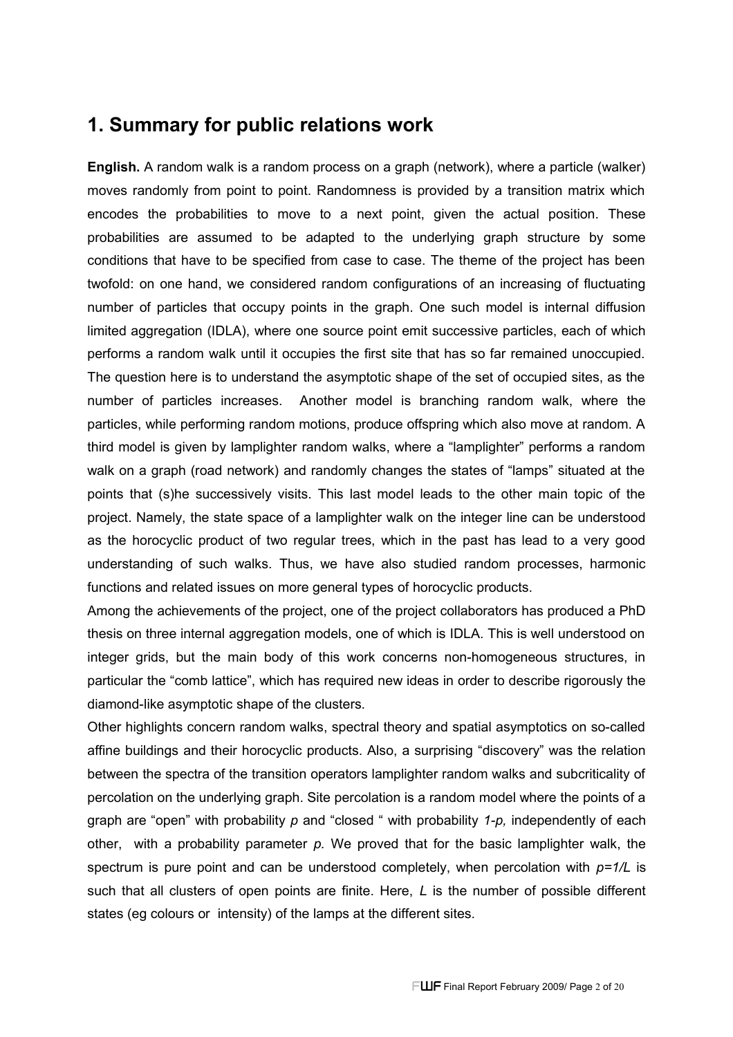## 1. Summary for public relations work

**English.** A random walk is a random process on a graph (network), where a particle (walker) moves randomly from point to point. Randomness is provided by a transition matrix which encodes the probabilities to move to a next point, given the actual position. These probabilities are assumed to be adapted to the underlying graph structure by some conditions that have to be specified from case to case. The theme of the project has been twofold: on one hand, we considered random configurations of an increasing of fluctuating number of particles that occupy points in the graph. One such model is internal diffusion limited aggregation (IDLA), where one source point emit successive particles, each of which performs a random walk until it occupies the first site that has so far remained unoccupied. The question here is to understand the asymptotic shape of the set of occupied sites, as the number of particles increases. Another model is branching random walk, where the particles, while performing random motions, produce offspring which also move at random. A third model is given by lamplighter random walks, where a "lamplighter" performs a random walk on a graph (road network) and randomly changes the states of "lamps" situated at the points that (s)he successively visits. This last model leads to the other main topic of the project. Namely, the state space of a lamplighter walk on the integer line can be understood as the horocyclic product of two regular trees, which in the past has lead to a very good understanding of such walks. Thus, we have also studied random processes, harmonic functions and related issues on more general types of horocyclic products.

Among the achievements of the project, one of the project collaborators has produced a PhD thesis on three internal aggregation models, one of which is IDLA. This is well understood on integer grids, but the main body of this work concerns non-homogeneous structures, in particular the "comb lattice", which has required new ideas in order to describe rigorously the diamond-like asymptotic shape of the clusters.

Other highlights concern random walks, spectral theory and spatial asymptotics on so-called affine buildings and their horocyclic products. Also, a surprising "discovery" was the relation between the spectra of the transition operators lamplighter random walks and subcriticality of percolation on the underlying graph. Site percolation is a random model where the points of a graph are "open" with probability $p$ and "closed " with probability $1-p$, independently of each other, with a probability parameter $p$. We proved that for the basic lamplighter walk, the spectrum is pure point and can be understood completely, when percolation with $p=1/L$ is such that all clusters of open points are finite. Here, $L$ is the number of possible different states (eg colours or intensity) of the lamps at the different sites.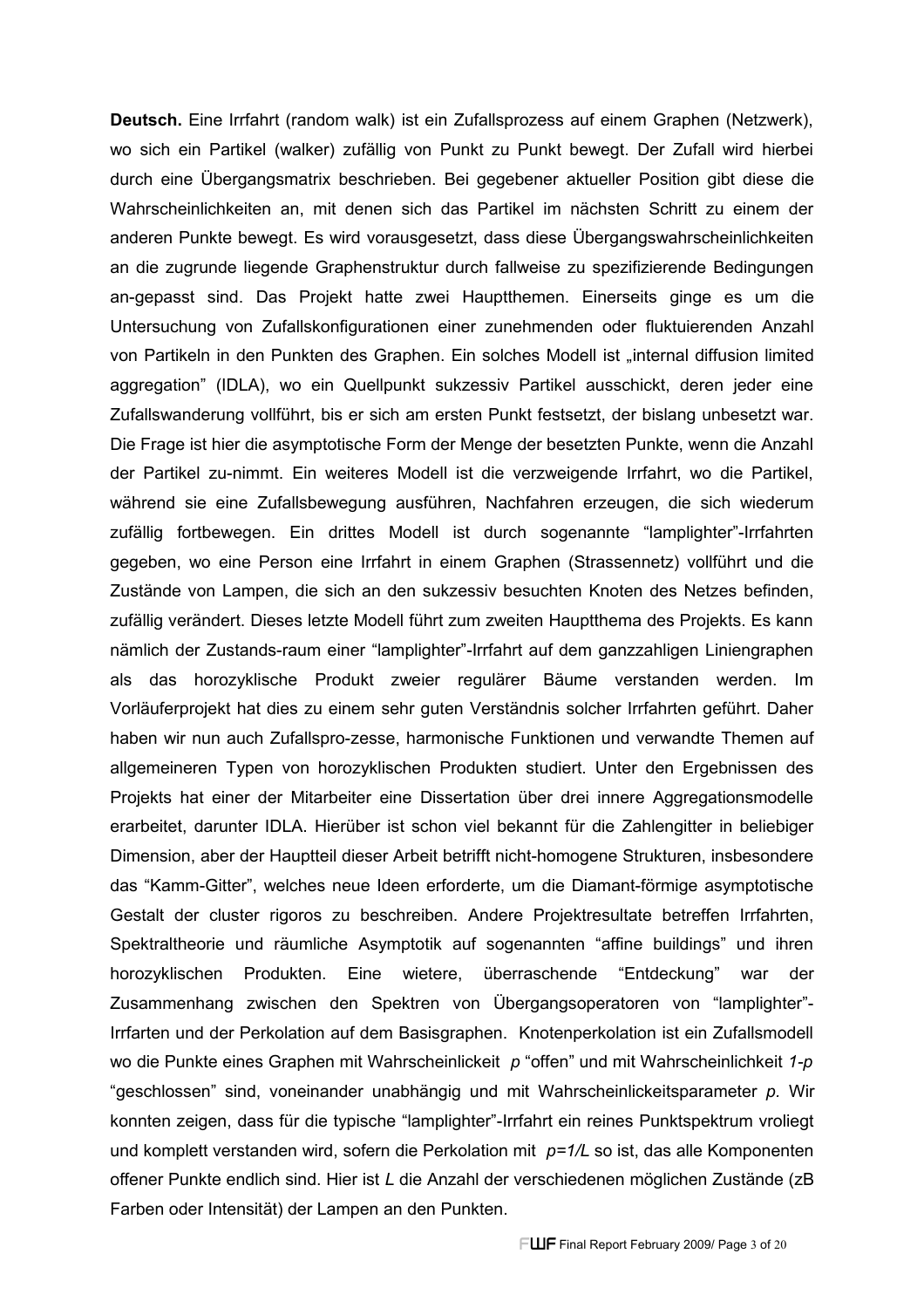**Deutsch.** Eine Irrfahrt (random walk) ist ein Zufallsprozess auf einem Graphen (Netzwerk), wo sich ein Partikel (walker) zufällig von Punkt zu Punkt bewegt. Der Zufall wird hierbei durch eine Übergangsmatrix beschrieben. Bei gegebener aktueller Position gibt diese die Wahrscheinlichkeiten an, mit denen sich das Partikel im nächsten Schritt zu einem der anderen Punkte bewegt. Es wird vorausgesetzt, dass diese Übergangswahrscheinlichkeiten an die zugrunde liegende Graphenstruktur durch fallweise zu spezifizierende Bedingungen an-gepasst sind. Das Projekt hatte zwei Hauptthemen. Einerseits ginge es um die Untersuchung von Zufallskonfigurationen einer zunehmenden oder fluktuierenden Anzahl von Partikeln in den Punkten des Graphen. Ein solches Modell ist „internal diffusion limited aggregation" (IDLA), wo ein Quellpunkt sukzessiv Partikel ausschickt, deren jeder eine Zufallswanderung vollführt, bis er sich am ersten Punkt festsetzt, der bislang unbesetzt war. Die Frage ist hier die asymptotische Form der Menge der besetzten Punkte, wenn die Anzahl der Partikel zu-nimmt. Ein weiteres Modell ist die verzweigende Irrfahrt, wo die Partikel, während sie eine Zufallsbewegung ausführen, Nachfahren erzeugen, die sich wiederum zufällig fortbewegen. Ein drittes Modell ist durch sogenannte "lamplighter"-Irrfahrten gegeben, wo eine Person eine Irrfahrt in einem Graphen (Strassennetz) vollführt und die Zustände von Lampen, die sich an den sukzessiv besuchten Knoten des Netzes befinden, zufällig verändert. Dieses letzte Modell führt zum zweiten Hauptthema des Projekts. Es kann nämlich der Zustands-raum einer "lamplighter"-Irrfahrt auf dem ganzzahligen Liniengraphen als das horozyklische Produkt zweier regulärer Bäume verstanden werden. Im Vorläuferprojekt hat dies zu einem sehr guten Verständnis solcher Irrfahrten geführt. Daher haben wir nun auch Zufallspro-zesse, harmonische Funktionen und verwandte Themen auf allgemeineren Typen von horozyklischen Produkten studiert. Unter den Ergebnissen des Projekts hat einer der Mitarbeiter eine Dissertation über drei innere Aggregationsmodelle erarbeitet, darunter IDLA. Hierüber ist schon viel bekannt für die Zahlengitter in beliebiger Dimension, aber der Hauptteil dieser Arbeit betrifft nicht-homogene Strukturen, insbesondere das "Kamm-Gitter", welches neue Ideen erforderte, um die Diamant-förmige asymptotische Gestalt der cluster rigoros zu beschreiben. Andere Projektresultate betreffen Irrfahrten, Spektraltheorie und räumliche Asymptotik auf sogenannten "affine buildings" und ihren horozyklischen Produkten. Eine wietere, überraschende "Entdeckung" war der Zusammenhang zwischen den Spektren von Übergangsoperatoren von "lamplighter"-Irrfarten und der Perkolation auf dem Basisgraphen. Knotenperkolation ist ein Zufallsmodell wo die Punkte eines Graphen mit Wahrscheinlickeit $p$ "offen" und mit Wahrscheinlichkeit $1-p$ "geschlossen" sind, voneinander unabhängig und mit Wahrscheinlickeitsparameter $p$. Wir konnten zeigen, dass für die typische "lamplighter"-Irrfahrt ein reines Punktspektrum vroliegt und komplett verstanden wird, sofern die Perkolation mit $p=1/L$ so ist, das alle Komponenten offener Punkte endlich sind. Hier ist $L$ die Anzahl der verschiedenen möglichen Zustände (zB Farben oder Intensität) der Lampen an den Punkten.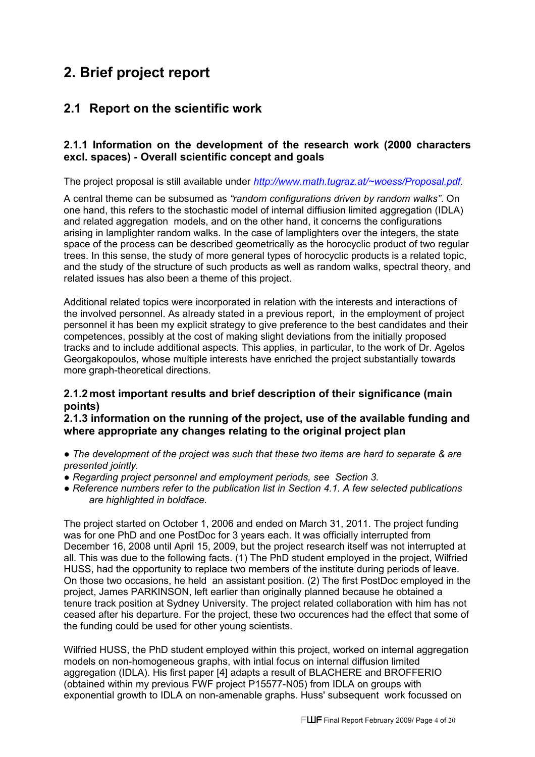# 2. Brief project report

## 2.1 Report on the scientific work

### 2.1.1 Information on the development of the research work (2000 characters excl. spaces) - Overall scientific concept and goals

The project proposal is still available under *http://www.math.tugraz.at/~woess/Proposal.pdf*.

A central theme can be subsumed as *"random configurations driven by random walks"*. On one hand, this refers to the stochastic model of internal diffiusion limited aggregation (IDLA) and related aggregation models, and on the other hand, it concerns the configurations arising in lamplighter random walks. In the case of lamplighters over the integers, the state space of the process can be described geometrically as the horocyclic product of two regular trees. In this sense, the study of more general types of horocyclic products is a related topic, and the study of the structure of such products as well as random walks, spectral theory, and related issues has also been a theme of this project.

Additional related topics were incorporated in relation with the interests and interactions of the involved personnel. As already stated in a previous report, in the employment of project personnel it has been my explicit strategy to give preference to the best candidates and their competences, possibly at the cost of making slight deviations from the initially proposed tracks and to include additional aspects. This applies, in particular, to the work of Dr. Agelos Georgakopoulos, whose multiple interests have enriched the project substantially towards more graph-theoretical directions.

### 2.1.2 most important results and brief description of their significance (main points)

### 2.1.3 information on the running of the project, use of the available funding and where appropriate any changes relating to the original project plan

- *The development of the project was such that these two items are hard to separate & are presented jointly.*
- *Regarding project personnel and employment periods, see Section 3.*
- *Reference numbers refer to the publication list in Section 4.1. A few selected publications are highlighted in boldface.*

The project started on October 1, 2006 and ended on March 31, 2011. The project funding was for one PhD and one PostDoc for 3 years each. It was officially interrupted from December 16, 2008 until April 15, 2009, but the project research itself was not interrupted at all. This was due to the following facts. (1) The PhD student employed in the project, Wilfried HUSS, had the opportunity to replace two members of the institute during periods of leave. On those two occasions, he held an assistant position. (2) The first PostDoc employed in the project, James PARKINSON, left earlier than originally planned because he obtained a tenure track position at Sydney University. The project related collaboration with him has not ceased after his departure. For the project, these two occurences had the effect that some of the funding could be used for other young scientists.

Wilfried HUSS, the PhD student employed within this project, worked on internal aggregation models on non-homogeneous graphs, with intial focus on internal diffusion limited aggregation (IDLA). His first paper [4] adapts a result of BLACHERE and BROFFERIO (obtained within my previous FWF project P15577-N05) from IDLA on groups with exponential growth to IDLA on non-amenable graphs. Huss' subsequent work focussed on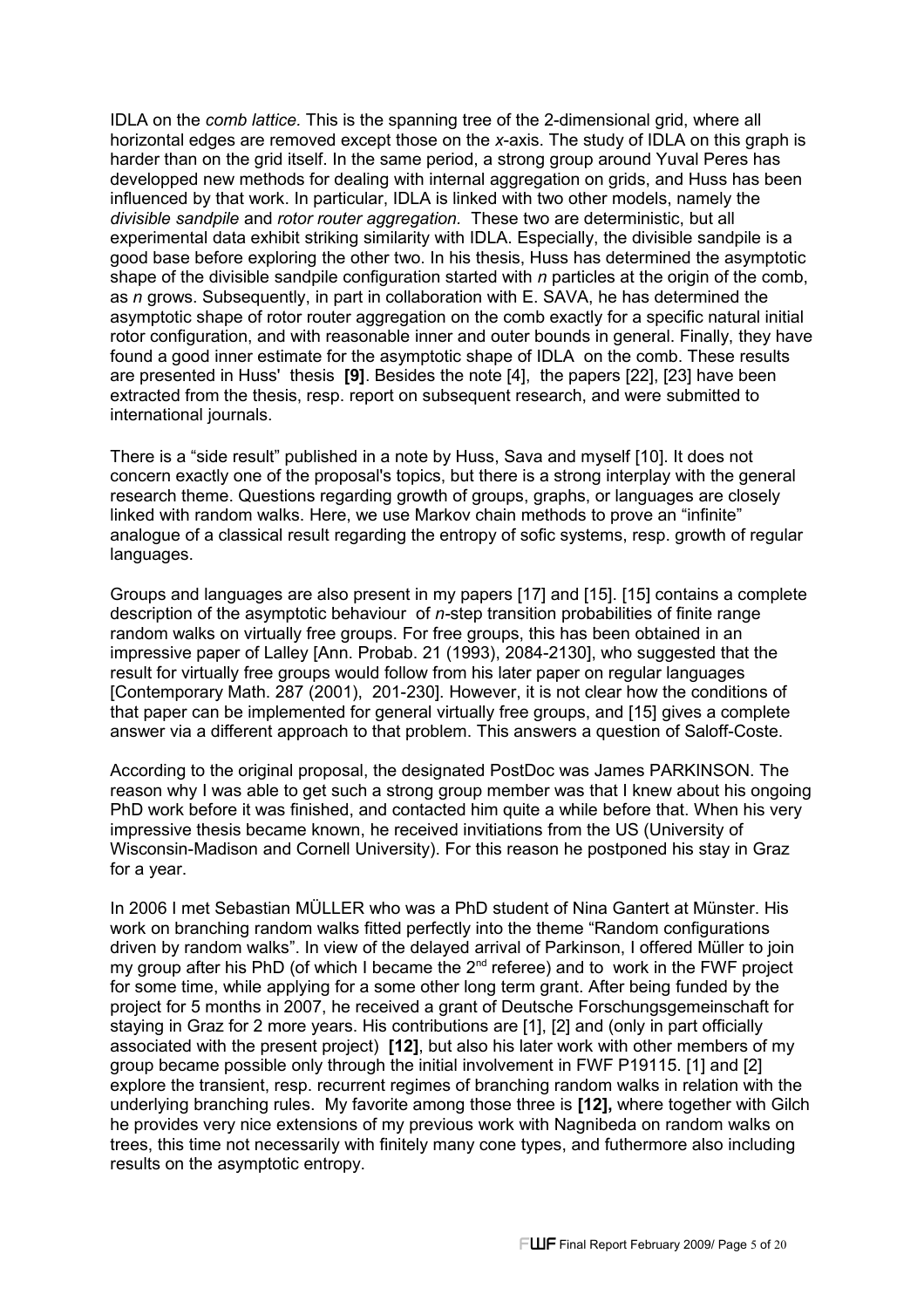IDLA on the *comb lattice.* This is the spanning tree of the 2-dimensional grid, where all horizontal edges are removed except those on the *x*-axis. The study of IDLA on this graph is harder than on the grid itself. In the same period, a strong group around Yuval Peres has developped new methods for dealing with internal aggregation on grids, and Huss has been influenced by that work. In particular, IDLA is linked with two other models, namely the *divisible sandpile* and *rotor router aggregation.* These two are deterministic, but all experimental data exhibit striking similarity with IDLA. Especially, the divisible sandpile is a good base before exploring the other two. In his thesis, Huss has determined the asymptotic shape of the divisible sandpile configuration started with *n* particles at the origin of the comb, as *n* grows. Subsequently, in part in collaboration with E. SAVA, he has determined the asymptotic shape of rotor router aggregation on the comb exactly for a specific natural initial rotor configuration, and with reasonable inner and outer bounds in general. Finally, they have found a good inner estimate for the asymptotic shape of IDLA on the comb. These results are presented in Huss' thesis **[9]**. Besides the note [4], the papers [22], [23] have been extracted from the thesis, resp. report on subsequent research, and were submitted to international journals.

There is a "side result" published in a note by Huss, Sava and myself [10]. It does not concern exactly one of the proposal's topics, but there is a strong interplay with the general research theme. Questions regarding growth of groups, graphs, or languages are closely linked with random walks. Here, we use Markov chain methods to prove an "infinite" analogue of a classical result regarding the entropy of sofic systems, resp. growth of regular languages.

Groups and languages are also present in my papers [17] and [15]. [15] contains a complete description of the asymptotic behaviour of *n*-step transition probabilities of finite range random walks on virtually free groups. For free groups, this has been obtained in an impressive paper of Lalley [Ann. Probab. 21 (1993), 2084-2130], who suggested that the result for virtually free groups would follow from his later paper on regular languages [Contemporary Math. 287 (2001), 201-230]. However, it is not clear how the conditions of that paper can be implemented for general virtually free groups, and [15] gives a complete answer via a different approach to that problem. This answers a question of Saloff-Coste.

According to the original proposal, the designated PostDoc was James PARKINSON. The reason why I was able to get such a strong group member was that I knew about his ongoing PhD work before it was finished, and contacted him quite a while before that. When his very impressive thesis became known, he received invitiations from the US (University of Wisconsin-Madison and Cornell University). For this reason he postponed his stay in Graz for a year.

In 2006 I met Sebastian MÜLLER who was a PhD student of Nina Gantert at Münster. His work on branching random walks fitted perfectly into the theme "Random configurations driven by random walks". In view of the delayed arrival of Parkinson, I offered Müller to join my group after his PhD (of which I became the 2nd referee) and to work in the FWF project for some time, while applying for a some other long term grant. After being funded by the project for 5 months in 2007, he received a grant of Deutsche Forschungsgemeinschaft for staying in Graz for 2 more years. His contributions are [1], [2] and (only in part officially associated with the present project) **[12]**, but also his later work with other members of my group became possible only through the initial involvement in FWF P19115. [1] and [2] explore the transient, resp. recurrent regimes of branching random walks in relation with the underlying branching rules. My favorite among those three is **[12],** where together with Gilch he provides very nice extensions of my previous work with Nagnibeda on random walks on trees, this time not necessarily with finitely many cone types, and futhermore also including results on the asymptotic entropy.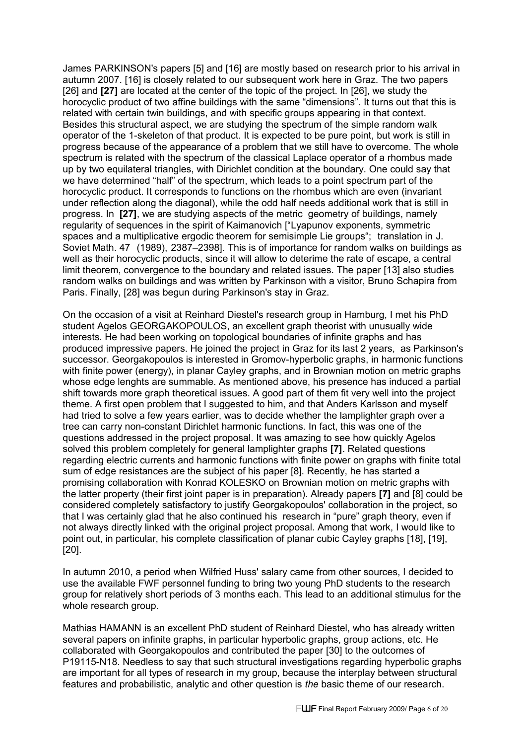James PARKINSON's papers [5] and [16] are mostly based on research prior to his arrival in autumn 2007. [16] is closely related to our subsequent work here in Graz. The two papers [26] and **[27]** are located at the center of the topic of the project. In [26], we study the horocyclic product of two affine buildings with the same "dimensions". It turns out that this is related with certain twin buildings, and with specific groups appearing in that context. Besides this structural aspect, we are studying the spectrum of the simple random walk operator of the 1-skeleton of that product. It is expected to be pure point, but work is still in progress because of the appearance of a problem that we still have to overcome. The whole spectrum is related with the spectrum of the classical Laplace operator of a rhombus made up by two equilateral triangles, with Dirichlet condition at the boundary. One could say that we have determined "half" of the spectrum, which leads to a point spectrum part of the horocyclic product. It corresponds to functions on the rhombus which are even (invariant under reflection along the diagonal), while the odd half needs additional work that is still in progress. In **[27]**, we are studying aspects of the metric geometry of buildings, namely regularity of sequences in the spirit of Kaimanovich ["Lyapunov exponents, symmetric spaces and a multiplicative ergodic theorem for semisimple Lie groups"; translation in J. Soviet Math. 47 (1989), 2387–2398]. This is of importance for random walks on buildings as well as their horocyclic products, since it will allow to deterime the rate of escape, a central limit theorem, convergence to the boundary and related issues. The paper [13] also studies random walks on buildings and was written by Parkinson with a visitor, Bruno Schapira from Paris. Finally, [28] was begun during Parkinson's stay in Graz.

On the occasion of a visit at Reinhard Diestel's research group in Hamburg, I met his PhD student Agelos GEORGAKOPOULOS, an excellent graph theorist with unusually wide interests. He had been working on topological boundaries of infinite graphs and has produced impressive papers. He joined the project in Graz for its last 2 years, as Parkinson's successor. Georgakopoulos is interested in Gromov-hyperbolic graphs, in harmonic functions with finite power (energy), in planar Cayley graphs, and in Brownian motion on metric graphs whose edge lenghts are summable. As mentioned above, his presence has induced a partial shift towards more graph theoretical issues. A good part of them fit very well into the project theme. A first open problem that I suggested to him, and that Anders Karlsson and myself had tried to solve a few years earlier, was to decide whether the lamplighter graph over a tree can carry non-constant Dirichlet harmonic functions. In fact, this was one of the questions addressed in the project proposal. It was amazing to see how quickly Agelos solved this problem completely for general lamplighter graphs **[7]**. Related questions regarding electric currents and harmonic functions with finite power on graphs with finite total sum of edge resistances are the subject of his paper [8]. Recently, he has started a promising collaboration with Konrad KOLESKO on Brownian motion on metric graphs with the latter property (their first joint paper is in preparation). Already papers **[7]** and [8] could be considered completely satisfactory to justify Georgakopoulos' collaboration in the project, so that I was certainly glad that he also continued his research in "pure" graph theory, even if not always directly linked with the original project proposal. Among that work, I would like to point out, in particular, his complete classification of planar cubic Cayley graphs [18], [19], [20].

In autumn 2010, a period when Wilfried Huss' salary came from other sources, I decided to use the available FWF personnel funding to bring two young PhD students to the research group for relatively short periods of 3 months each. This lead to an additional stimulus for the whole research group.

Mathias HAMANN is an excellent PhD student of Reinhard Diestel, who has already written several papers on infinite graphs, in particular hyperbolic graphs, group actions, etc. He collaborated with Georgakopoulos and contributed the paper [30] to the outcomes of P19115-N18. Needless to say that such structural investigations regarding hyperbolic graphs are important for all types of research in my group, because the interplay between structural features and probabilistic, analytic and other question is *the* basic theme of our research.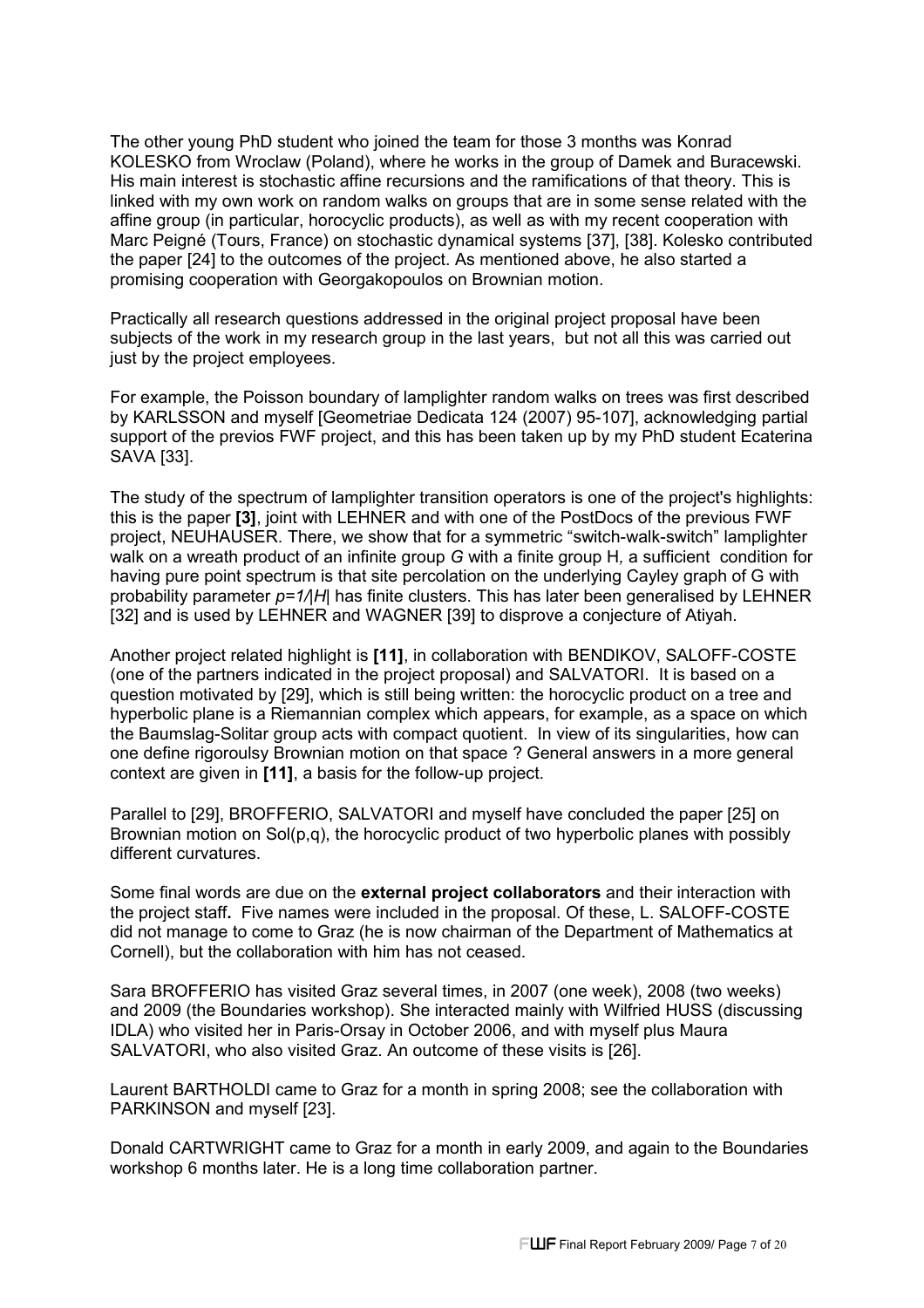The other young PhD student who joined the team for those 3 months was Konrad KOLESKO from Wroclaw (Poland), where he works in the group of Damek and Buracewski. His main interest is stochastic affine recursions and the ramifications of that theory. This is linked with my own work on random walks on groups that are in some sense related with the affine group (in particular, horocyclic products), as well as with my recent cooperation with Marc Peigné (Tours, France) on stochastic dynamical systems [37], [38]. Kolesko contributed the paper [24] to the outcomes of the project. As mentioned above, he also started a promising cooperation with Georgakopoulos on Brownian motion.

Practically all research questions addressed in the original project proposal have been subjects of the work in my research group in the last years, but not all this was carried out just by the project employees.

For example, the Poisson boundary of lamplighter random walks on trees was first described by KARLSSON and myself [Geometriae Dedicata 124 (2007) 95-107], acknowledging partial support of the previos FWF project, and this has been taken up by my PhD student Ecaterina SAVA [33].

The study of the spectrum of lamplighter transition operators is one of the project's highlights: this is the paper **[3]**, joint with LEHNER and with one of the PostDocs of the previous FWF project, NEUHAUSER. There, we show that for a symmetric "switch-walk-switch" lamplighter walk on a wreath product of an infinite group *G* with a finite group H*,* a sufficient condition for having pure point spectrum is that site percolation on the underlying Cayley graph of G with probability parameter $p=1/|H|$ has finite clusters. This has later been generalised by LEHNER [32] and is used by LEHNER and WAGNER [39] to disprove a conjecture of Atiyah.

Another project related highlight is **[11]**, in collaboration with BENDIKOV, SALOFF-COSTE (one of the partners indicated in the project proposal) and SALVATORI. It is based on a question motivated by [29], which is still being written: the horocyclic product on a tree and hyperbolic plane is a Riemannian complex which appears, for example, as a space on which the Baumslag-Solitar group acts with compact quotient. In view of its singularities, how can one define rigoroulsy Brownian motion on that space ? General answers in a more general context are given in **[11]**, a basis for the follow-up project.

Parallel to [29], BROFFERIO, SALVATORI and myself have concluded the paper [25] on Brownian motion on Sol(p,q), the horocyclic product of two hyperbolic planes with possibly different curvatures.

Some final words are due on the **external project collaborators** and their interaction with the project staff**.** Five names were included in the proposal. Of these, L. SALOFF-COSTE did not manage to come to Graz (he is now chairman of the Department of Mathematics at Cornell), but the collaboration with him has not ceased.

Sara BROFFERIO has visited Graz several times, in 2007 (one week), 2008 (two weeks) and 2009 (the Boundaries workshop). She interacted mainly with Wilfried HUSS (discussing IDLA) who visited her in Paris-Orsay in October 2006, and with myself plus Maura SALVATORI, who also visited Graz. An outcome of these visits is [26].

Laurent BARTHOLDI came to Graz for a month in spring 2008; see the collaboration with PARKINSON and myself [23].

Donald CARTWRIGHT came to Graz for a month in early 2009, and again to the Boundaries workshop 6 months later. He is a long time collaboration partner.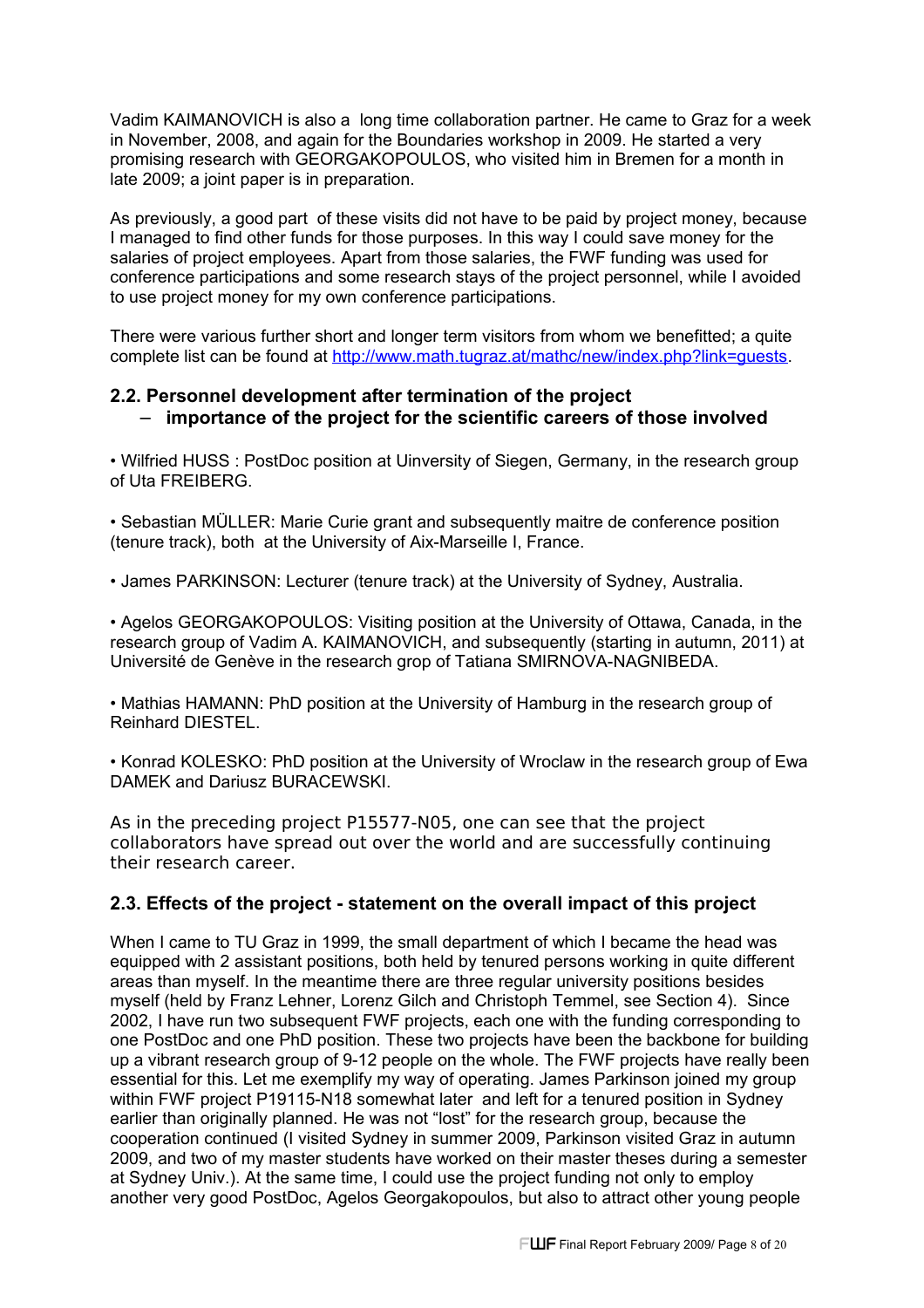Vadim KAIMANOVICH is also a long time collaboration partner. He came to Graz for a week in November, 2008, and again for the Boundaries workshop in 2009. He started a very promising research with GEORGAKOPOULOS, who visited him in Bremen for a month in late 2009; a joint paper is in preparation.

As previously, a good part of these visits did not have to be paid by project money, because I managed to find other funds for those purposes. In this way I could save money for the salaries of project employees. Apart from those salaries, the FWF funding was used for conference participations and some research stays of the project personnel, while I avoided to use project money for my own conference participations.

There were various further short and longer term visitors from whom we benefitted; a quite complete list can be found at http://www.math.tugraz.at/mathc/new/index.php?link=guests.

## 2.2. Personnel development after termination of the project – importance of the project for the scientific careers of those involved

• Wilfried HUSS : PostDoc position at Uinversity of Siegen, Germany, in the research group of Uta FREIBERG.

• Sebastian MÜLLER: Marie Curie grant and subsequently maitre de conference position (tenure track), both at the University of Aix-Marseille I, France.

• James PARKINSON: Lecturer (tenure track) at the University of Sydney, Australia.

• Agelos GEORGAKOPOULOS: Visiting position at the University of Ottawa, Canada, in the research group of Vadim A. KAIMANOVICH, and subsequently (starting in autumn, 2011) at Université de Genève in the research grop of Tatiana SMIRNOVA-NAGNIBEDA.

• Mathias HAMANN: PhD position at the University of Hamburg in the research group of Reinhard DIESTEL.

• Konrad KOLESKO: PhD position at the University of Wroclaw in the research group of Ewa DAMEK and Dariusz BURACEWSKI.

As in the preceding project P15577-N05, one can see that the project collaborators have spread out over the world and are successfully continuing their research career.

## 2.3. Effects of the project - statement on the overall impact of this project

When I came to TU Graz in 1999, the small department of which I became the head was equipped with 2 assistant positions, both held by tenured persons working in quite different areas than myself. In the meantime there are three regular university positions besides myself (held by Franz Lehner, Lorenz Gilch and Christoph Temmel, see Section 4). Since 2002, I have run two subsequent FWF projects, each one with the funding corresponding to one PostDoc and one PhD position. These two projects have been the backbone for building up a vibrant research group of 9-12 people on the whole. The FWF projects have really been essential for this. Let me exemplify my way of operating. James Parkinson joined my group within FWF project P19115-N18 somewhat later and left for a tenured position in Sydney earlier than originally planned. He was not "lost" for the research group, because the cooperation continued (I visited Sydney in summer 2009, Parkinson visited Graz in autumn 2009, and two of my master students have worked on their master theses during a semester at Sydney Univ.). At the same time, I could use the project funding not only to employ another very good PostDoc, Agelos Georgakopoulos, but also to attract other young people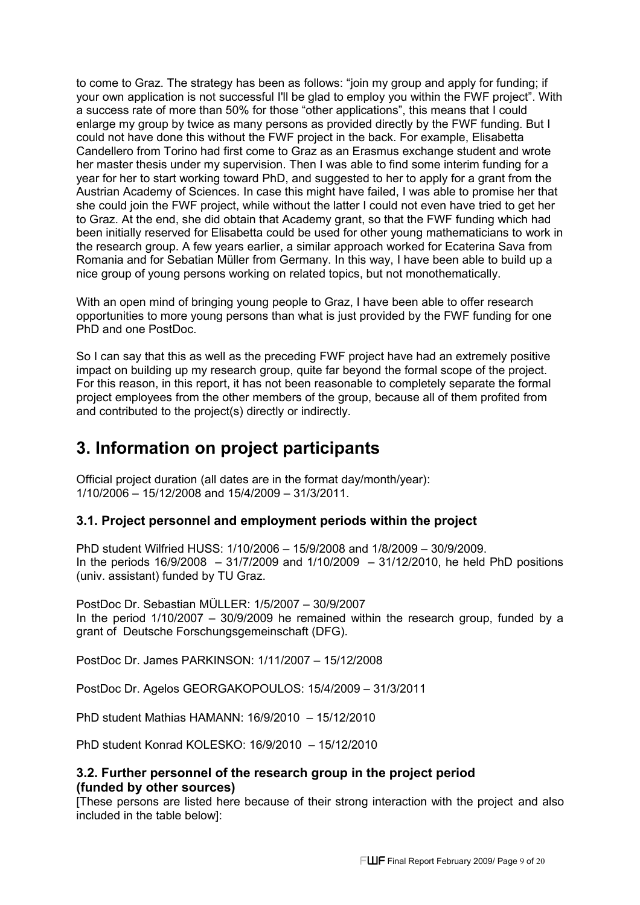to come to Graz. The strategy has been as follows: "join my group and apply for funding; if your own application is not successful I'll be glad to employ you within the FWF project". With a success rate of more than 50% for those "other applications", this means that I could enlarge my group by twice as many persons as provided directly by the FWF funding. But I could not have done this without the FWF project in the back. For example, Elisabetta Candellero from Torino had first come to Graz as an Erasmus exchange student and wrote her master thesis under my supervision. Then I was able to find some interim funding for a year for her to start working toward PhD, and suggested to her to apply for a grant from the Austrian Academy of Sciences. In case this might have failed, I was able to promise her that she could join the FWF project, while without the latter I could not even have tried to get her to Graz. At the end, she did obtain that Academy grant, so that the FWF funding which had been initially reserved for Elisabetta could be used for other young mathematicians to work in the research group. A few years earlier, a similar approach worked for Ecaterina Sava from Romania and for Sebatian Müller from Germany. In this way, I have been able to build up a nice group of young persons working on related topics, but not monothematically.

With an open mind of bringing young people to Graz, I have been able to offer research opportunities to more young persons than what is just provided by the FWF funding for one PhD and one PostDoc.

So I can say that this as well as the preceding FWF project have had an extremely positive impact on building up my research group, quite far beyond the formal scope of the project. For this reason, in this report, it has not been reasonable to completely separate the formal project employees from the other members of the group, because all of them profited from and contributed to the project(s) directly or indirectly.

# 3. Information on project participants

Official project duration (all dates are in the format day/month/year):
1/10/2006 – 15/12/2008 and 15/4/2009 – 31/3/2011.

### 3.1. Project personnel and employment periods within the project

PhD student Wilfried HUSS: 1/10/2006 – 15/9/2008 and 1/8/2009 – 30/9/2009.
In the periods 16/9/2008 – 31/7/2009 and 1/10/2009 – 31/12/2010, he held PhD positions (univ. assistant) funded by TU Graz.

PostDoc Dr. Sebastian MÜLLER: 1/5/2007 – 30/9/2007
In the period 1/10/2007 – 30/9/2009 he remained within the research group, funded by a grant of Deutsche Forschungsgemeinschaft (DFG).

PostDoc Dr. James PARKINSON: 1/11/2007 – 15/12/2008

PostDoc Dr. Agelos GEORGAKOPOULOS: 15/4/2009 – 31/3/2011

PhD student Mathias HAMANN: 16/9/2010 – 15/12/2010

PhD student Konrad KOLESKO: 16/9/2010 – 15/12/2010

### 3.2. Further personnel of the research group in the project period (funded by other sources)

[These persons are listed here because of their strong interaction with the project and also included in the table below]: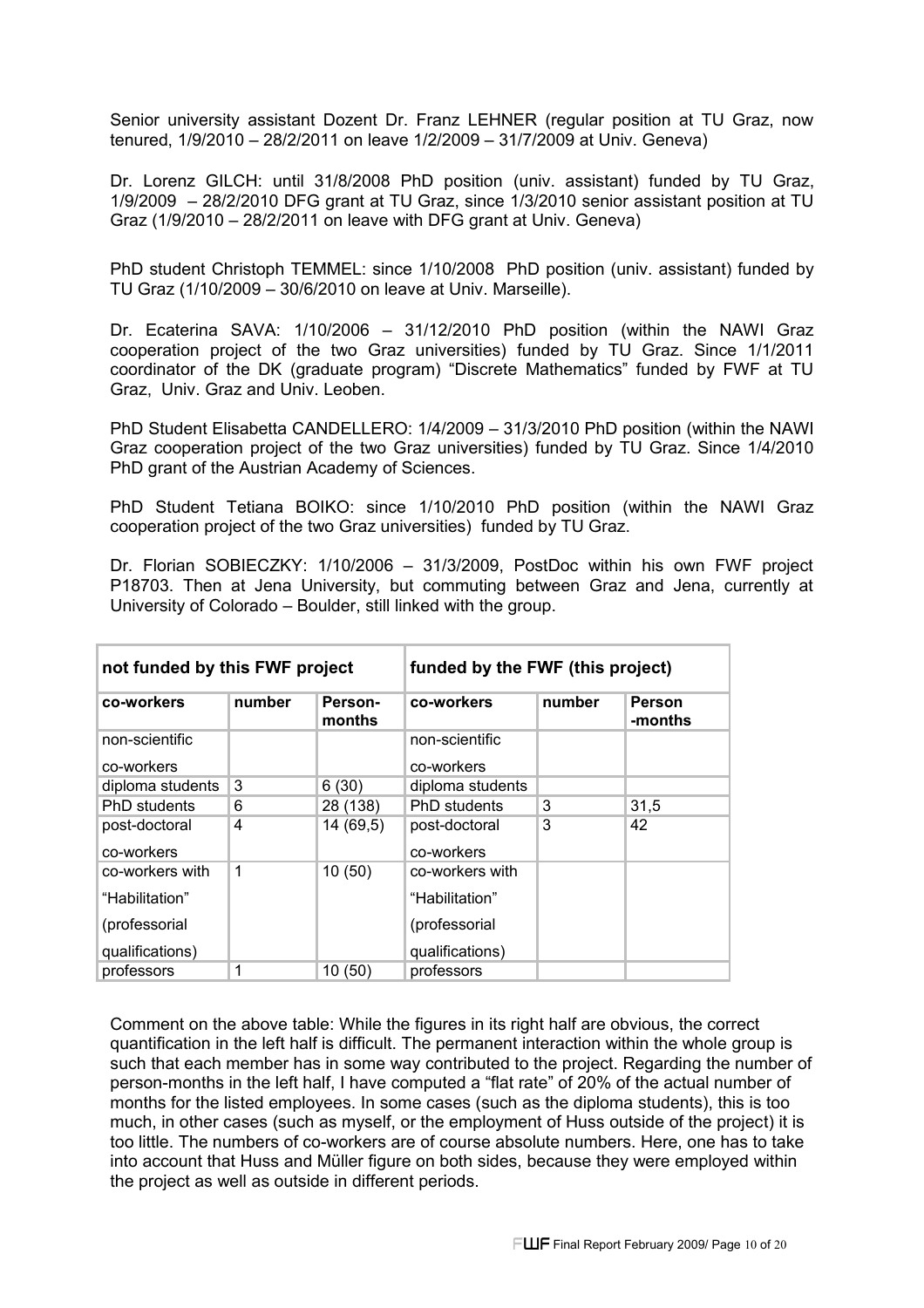Senior university assistant Dozent Dr. Franz LEHNER (regular position at TU Graz, now tenured, 1/9/2010 – 28/2/2011 on leave 1/2/2009 – 31/7/2009 at Univ. Geneva)

Dr. Lorenz GILCH: until 31/8/2008 PhD position (univ. assistant) funded by TU Graz, 1/9/2009 – 28/2/2010 DFG grant at TU Graz, since 1/3/2010 senior assistant position at TU Graz (1/9/2010 – 28/2/2011 on leave with DFG grant at Univ. Geneva)

PhD student Christoph TEMMEL: since 1/10/2008 PhD position (univ. assistant) funded by TU Graz (1/10/2009 – 30/6/2010 on leave at Univ. Marseille).

Dr. Ecaterina SAVA: 1/10/2006 – 31/12/2010 PhD position (within the NAWI Graz cooperation project of the two Graz universities) funded by TU Graz. Since 1/1/2011 coordinator of the DK (graduate program) "Discrete Mathematics" funded by FWF at TU Graz, Univ. Graz and Univ. Leoben.

PhD Student Elisabetta CANDELLERO: 1/4/2009 – 31/3/2010 PhD position (within the NAWI Graz cooperation project of the two Graz universities) funded by TU Graz. Since 1/4/2010 PhD grant of the Austrian Academy of Sciences.

PhD Student Tetiana BOIKO: since 1/10/2010 PhD position (within the NAWI Graz cooperation project of the two Graz universities) funded by TU Graz.

Dr. Florian SOBIECZKY: 1/10/2006 – 31/3/2009, PostDoc within his own FWF project P18703. Then at Jena University, but commuting between Graz and Jena, currently at University of Colorado – Boulder, still linked with the group.

| **not funded by this FWF project** | | | **funded by the FWF (this project)** | | |
|---|---|---|---|---|---|
| **co-workers** | **number** | **Person-months** | **co-workers** | **number** | **Person -months** |
| non-scientific co-workers | | | non-scientific co-workers | | |
| diploma students | 3 | 6 (30) | diploma students | | |
| PhD students | 6 | 28 (138) | PhD students | 3 | 31,5 |
| post-doctoral co-workers | 4 | 14 (69,5) | post-doctoral co-workers | 3 | 42 |
| co-workers with "Habilitation" (professorial qualifications) | 1 | 10 (50) | co-workers with "Habilitation" (professorial qualifications) | | |
| professors | 1 | 10 (50) | professors | | |

Comment on the above table: While the figures in its right half are obvious, the correct quantification in the left half is difficult. The permanent interaction within the whole group is such that each member has in some way contributed to the project. Regarding the number of person-months in the left half, I have computed a "flat rate" of 20% of the actual number of months for the listed employees. In some cases (such as the diploma students), this is too much, in other cases (such as myself, or the employment of Huss outside of the project) it is too little. The numbers of co-workers are of course absolute numbers. Here, one has to take into account that Huss and Müller figure on both sides, because they were employed within the project as well as outside in different periods.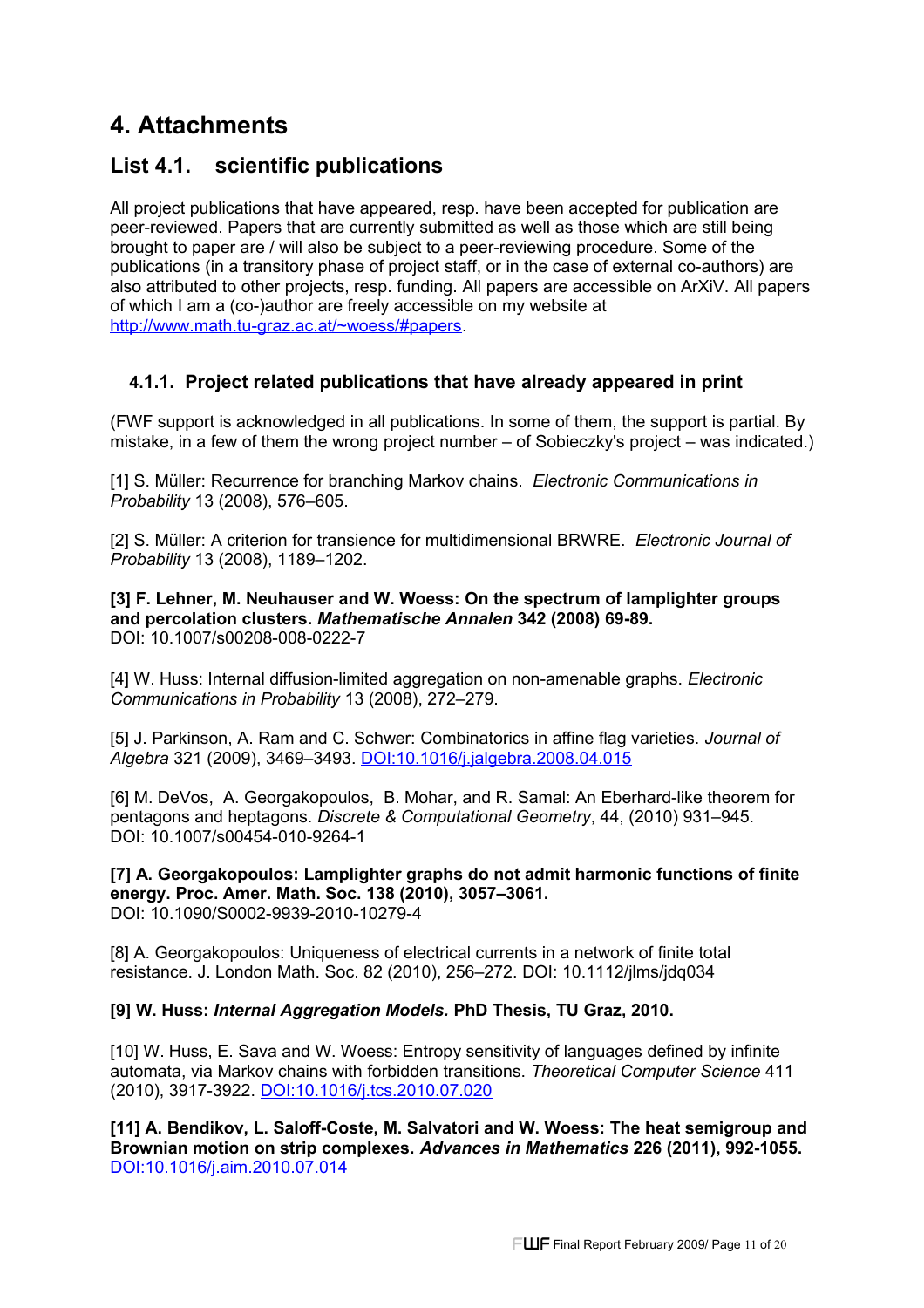# 4. Attachments

## List 4.1. scientific publications

All project publications that have appeared, resp. have been accepted for publication are peer-reviewed. Papers that are currently submitted as well as those which are still being brought to paper are / will also be subject to a peer-reviewing procedure. Some of the publications (in a transitory phase of project staff, or in the case of external co-authors) are also attributed to other projects, resp. funding. All papers are accessible on ArXiV. All papers of which I am a (co-)author are freely accessible on my website at http://www.math.tu-graz.ac.at/~woess/#papers.

### 4.1.1. Project related publications that have already appeared in print

(FWF support is acknowledged in all publications. In some of them, the support is partial. By mistake, in a few of them the wrong project number – of Sobieczky's project – was indicated.)

[1] S. Müller: Recurrence for branching Markov chains. *Electronic Communications in Probability* 13 (2008), 576–605.

[2] S. Müller: A criterion for transience for multidimensional BRWRE. *Electronic Journal of Probability* 13 (2008), 1189–1202.

**[3] F. Lehner, M. Neuhauser and W. Woess: On the spectrum of lamplighter groups and percolation clusters. *Mathematische Annalen* 342 (2008) 69-89.**
DOI: 10.1007/s00208-008-0222-7

[4] W. Huss: Internal diffusion-limited aggregation on non-amenable graphs. *Electronic Communications in Probability* 13 (2008), 272–279.

[5] J. Parkinson, A. Ram and C. Schwer: Combinatorics in affine flag varieties. *Journal of Algebra* 321 (2009), 3469–3493. DOI:10.1016/j.jalgebra.2008.04.015

[6] M. DeVos, A. Georgakopoulos, B. Mohar, and R. Samal: An Eberhard-like theorem for pentagons and heptagons. *Discrete & Computational Geometry*, 44, (2010) 931–945. DOI: 10.1007/s00454-010-9264-1

**[7] A. Georgakopoulos: Lamplighter graphs do not admit harmonic functions of finite energy. Proc. Amer. Math. Soc. 138 (2010), 3057–3061.**
DOI: 10.1090/S0002-9939-2010-10279-4

[8] A. Georgakopoulos: Uniqueness of electrical currents in a network of finite total resistance. J. London Math. Soc. 82 (2010), 256–272. DOI: 10.1112/jlms/jdq034

**[9] W. Huss: *Internal Aggregation Models.* PhD Thesis, TU Graz, 2010.**

[10] W. Huss, E. Sava and W. Woess: Entropy sensitivity of languages defined by infinite automata, via Markov chains with forbidden transitions. *Theoretical Computer Science* 411 (2010), 3917-3922. DOI:10.1016/j.tcs.2010.07.020

**[11] A. Bendikov, L. Saloff-Coste, M. Salvatori and W. Woess: The heat semigroup and Brownian motion on strip complexes. *Advances in Mathematics* 226 (2011), 992-1055.** DOI:10.1016/j.aim.2010.07.014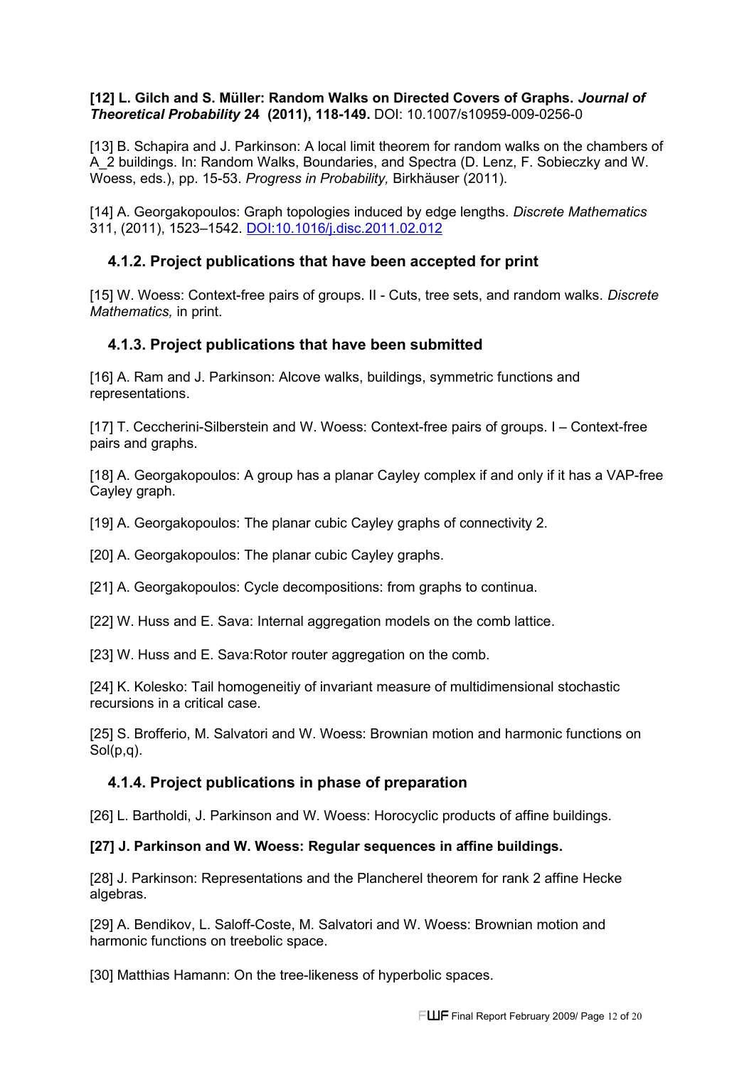**[12] L. Gilch and S. Müller: Random Walks on Directed Covers of Graphs. *Journal of Theoretical Probability* 24 (2011), 118-149.** DOI: 10.1007/s10959-009-0256-0

[13] B. Schapira and J. Parkinson: A local limit theorem for random walks on the chambers of A_2 buildings. In: Random Walks, Boundaries, and Spectra (D. Lenz, F. Sobieczky and W. Woess, eds.), pp. 15-53. *Progress in Probability,* Birkhäuser (2011).

[14] A. Georgakopoulos: Graph topologies induced by edge lengths. *Discrete Mathematics* 311, (2011), 1523–1542. DOI:10.1016/j.disc.2011.02.012

### 4.1.2. Project publications that have been accepted for print

[15] W. Woess: Context-free pairs of groups. II - Cuts, tree sets, and random walks. *Discrete Mathematics,* in print.

### 4.1.3. Project publications that have been submitted

[16] A. Ram and J. Parkinson: Alcove walks, buildings, symmetric functions and representations.

[17] T. Ceccherini-Silberstein and W. Woess: Context-free pairs of groups. I – Context-free pairs and graphs.

[18] A. Georgakopoulos: A group has a planar Cayley complex if and only if it has a VAP-free Cayley graph.

[19] A. Georgakopoulos: The planar cubic Cayley graphs of connectivity 2.

[20] A. Georgakopoulos: The planar cubic Cayley graphs.

[21] A. Georgakopoulos: Cycle decompositions: from graphs to continua.

[22] W. Huss and E. Sava: Internal aggregation models on the comb lattice.

[23] W. Huss and E. Sava:Rotor router aggregation on the comb.

[24] K. Kolesko: Tail homogeneitiy of invariant measure of multidimensional stochastic recursions in a critical case.

[25] S. Brofferio, M. Salvatori and W. Woess: Brownian motion and harmonic functions on Sol(p,q).

### 4.1.4. Project publications in phase of preparation

[26] L. Bartholdi, J. Parkinson and W. Woess: Horocyclic products of affine buildings.

**[27] J. Parkinson and W. Woess: Regular sequences in affine buildings.**

[28] J. Parkinson: Representations and the Plancherel theorem for rank 2 affine Hecke algebras.

[29] A. Bendikov, L. Saloff-Coste, M. Salvatori and W. Woess: Brownian motion and harmonic functions on treebolic space.

[30] Matthias Hamann: On the tree-likeness of hyperbolic spaces.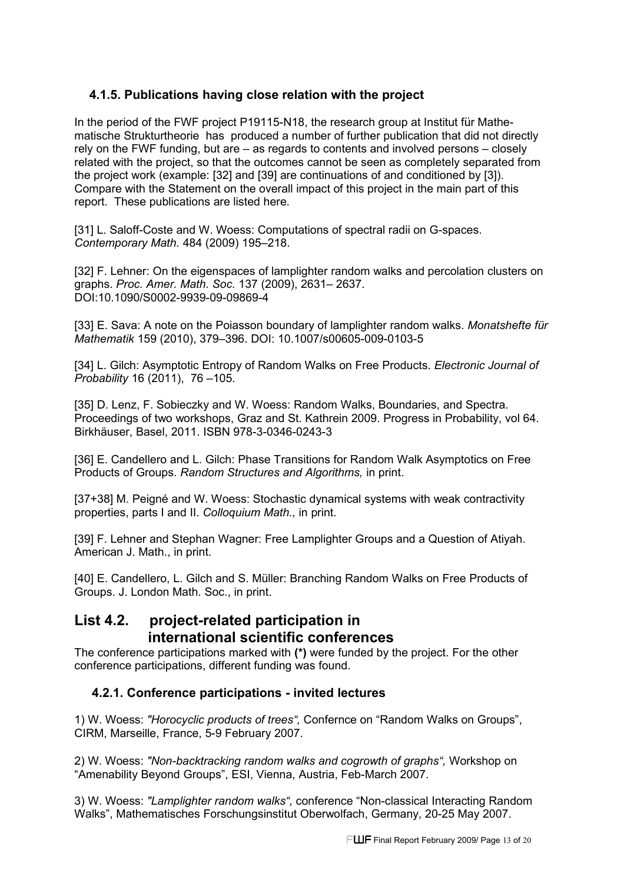### 4.1.5. Publications having close relation with the project

In the period of the FWF project P19115-N18, the research group at Institut für Mathematische Strukturtheorie has produced a number of further publication that did not directly rely on the FWF funding, but are – as regards to contents and involved persons – closely related with the project, so that the outcomes cannot be seen as completely separated from the project work (example: [32] and [39] are continuations of and conditioned by [3]). Compare with the Statement on the overall impact of this project in the main part of this report. These publications are listed here.

[31] L. Saloff-Coste and W. Woess: Computations of spectral radii on G-spaces. *Contemporary Math.* 484 (2009) 195–218.

[32] F. Lehner: On the eigenspaces of lamplighter random walks and percolation clusters on graphs. *Proc. Amer. Math. Soc.* 137 (2009), 2631– 2637. DOI:10.1090/S0002-9939-09-09869-4

[33] E. Sava: A note on the Poiasson boundary of lamplighter random walks. *Monatshefte für Mathematik* 159 (2010), 379–396. DOI: 10.1007/s00605-009-0103-5

[34] L. Gilch: Asymptotic Entropy of Random Walks on Free Products. *Electronic Journal of Probability* 16 (2011), 76 –105.

[35] D. Lenz, F. Sobieczky and W. Woess: Random Walks, Boundaries, and Spectra. Proceedings of two workshops, Graz and St. Kathrein 2009. Progress in Probability, vol 64. Birkhäuser, Basel, 2011. ISBN 978-3-0346-0243-3

[36] E. Candellero and L. Gilch: Phase Transitions for Random Walk Asymptotics on Free Products of Groups. *Random Structures and Algorithms,* in print.

[37+38] M. Peigné and W. Woess: Stochastic dynamical systems with weak contractivity properties, parts I and II. *Colloquium Math.,* in print.

[39] F. Lehner and Stephan Wagner: Free Lamplighter Groups and a Question of Atiyah. American J. Math., in print.

[40] E. Candellero, L. Gilch and S. Müller: Branching Random Walks on Free Products of Groups. J. London Math. Soc., in print.

## List 4.2. project-related participation in international scientific conferences

The conference participations marked with **(*)** were funded by the project. For the other conference participations, different funding was found.

### 4.2.1. Conference participations - invited lectures

1) W. Woess: *"Horocyclic products of trees",* Confernce on "Random Walks on Groups", CIRM, Marseille, France, 5-9 February 2007.

2) W. Woess: *"Non-backtracking random walks and cogrowth of graphs",* Workshop on "Amenability Beyond Groups", ESI, Vienna, Austria, Feb-March 2007.

3) W. Woess: *"Lamplighter random walks",* conference "Non-classical Interacting Random Walks", Mathematisches Forschungsinstitut Oberwolfach, Germany, 20-25 May 2007.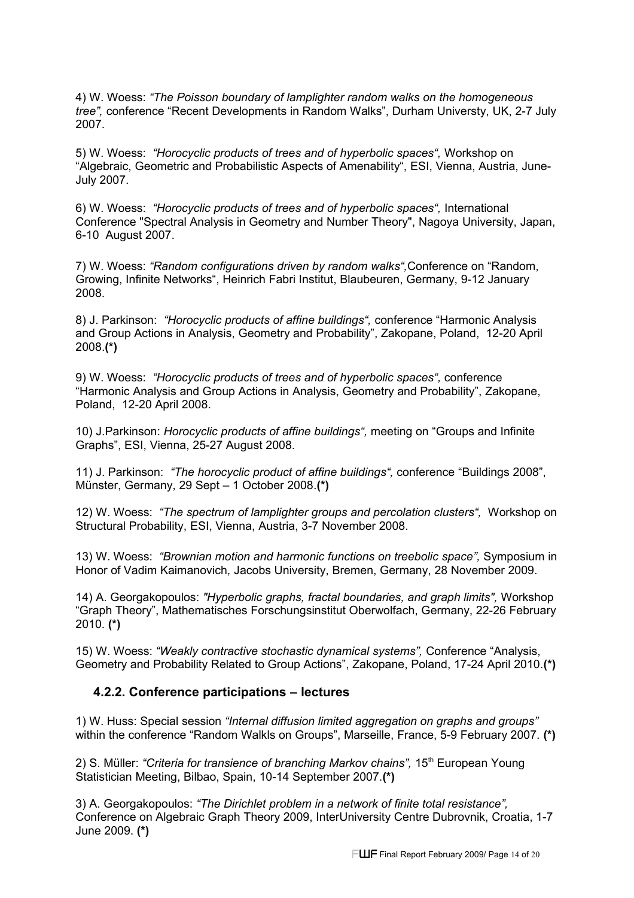4) W. Woess: *"The Poisson boundary of lamplighter random walks on the homogeneous tree",* conference "Recent Developments in Random Walks", Durham Universty, UK, 2-7 July 2007.

5) W. Woess: *"Horocyclic products of trees and of hyperbolic spaces",* Workshop on "Algebraic, Geometric and Probabilistic Aspects of Amenability", ESI, Vienna, Austria, June-July 2007.

6) W. Woess: *"Horocyclic products of trees and of hyperbolic spaces",* International Conference "Spectral Analysis in Geometry and Number Theory", Nagoya University, Japan, 6-10 August 2007.

7) W. Woess: *"Random configurations driven by random walks",*Conference on "Random, Growing, Infinite Networks", Heinrich Fabri Institut, Blaubeuren, Germany, 9-12 January 2008.

8) J. Parkinson: *"Horocyclic products of affine buildings",* conference "Harmonic Analysis and Group Actions in Analysis, Geometry and Probability", Zakopane, Poland, 12-20 April 2008.**(*)**

9) W. Woess: *"Horocyclic products of trees and of hyperbolic spaces",* conference "Harmonic Analysis and Group Actions in Analysis, Geometry and Probability", Zakopane, Poland, 12-20 April 2008.

10) J.Parkinson: *Horocyclic products of affine buildings",* meeting on "Groups and Infinite Graphs", ESI, Vienna, 25-27 August 2008.

11) J. Parkinson: *"The horocyclic product of affine buildings",* conference "Buildings 2008", Münster, Germany, 29 Sept – 1 October 2008.**(*)**

12) W. Woess: *"The spectrum of lamplighter groups and percolation clusters",* Workshop on Structural Probability, ESI, Vienna, Austria, 3-7 November 2008.

13) W. Woess: *"Brownian motion and harmonic functions on treebolic space",* Symposium in Honor of Vadim Kaimanovich*,* Jacobs University, Bremen, Germany, 28 November 2009.

14) A. Georgakopoulos: *"Hyperbolic graphs, fractal boundaries, and graph limits",* Workshop "Graph Theory", Mathematisches Forschungsinstitut Oberwolfach, Germany, 22-26 February 2010. **(*)**

15) W. Woess: *"Weakly contractive stochastic dynamical systems",* Conference "Analysis, Geometry and Probability Related to Group Actions", Zakopane, Poland, 17-24 April 2010.**(*)**

### 4.2.2. Conference participations – lectures

1) W. Huss: Special session *"Internal diffusion limited aggregation on graphs and groups"* within the conference "Random Walkls on Groups", Marseille, France, 5-9 February 2007. **(*)**

2) S. Müller: *"Criteria for transience of branching Markov chains",* 15th European Young Statistician Meeting, Bilbao, Spain, 10-14 September 2007.**(*)**

3) A. Georgakopoulos: *"The Dirichlet problem in a network of finite total resistance",* Conference on Algebraic Graph Theory 2009, InterUniversity Centre Dubrovnik, Croatia, 1-7 June 2009. **(*)**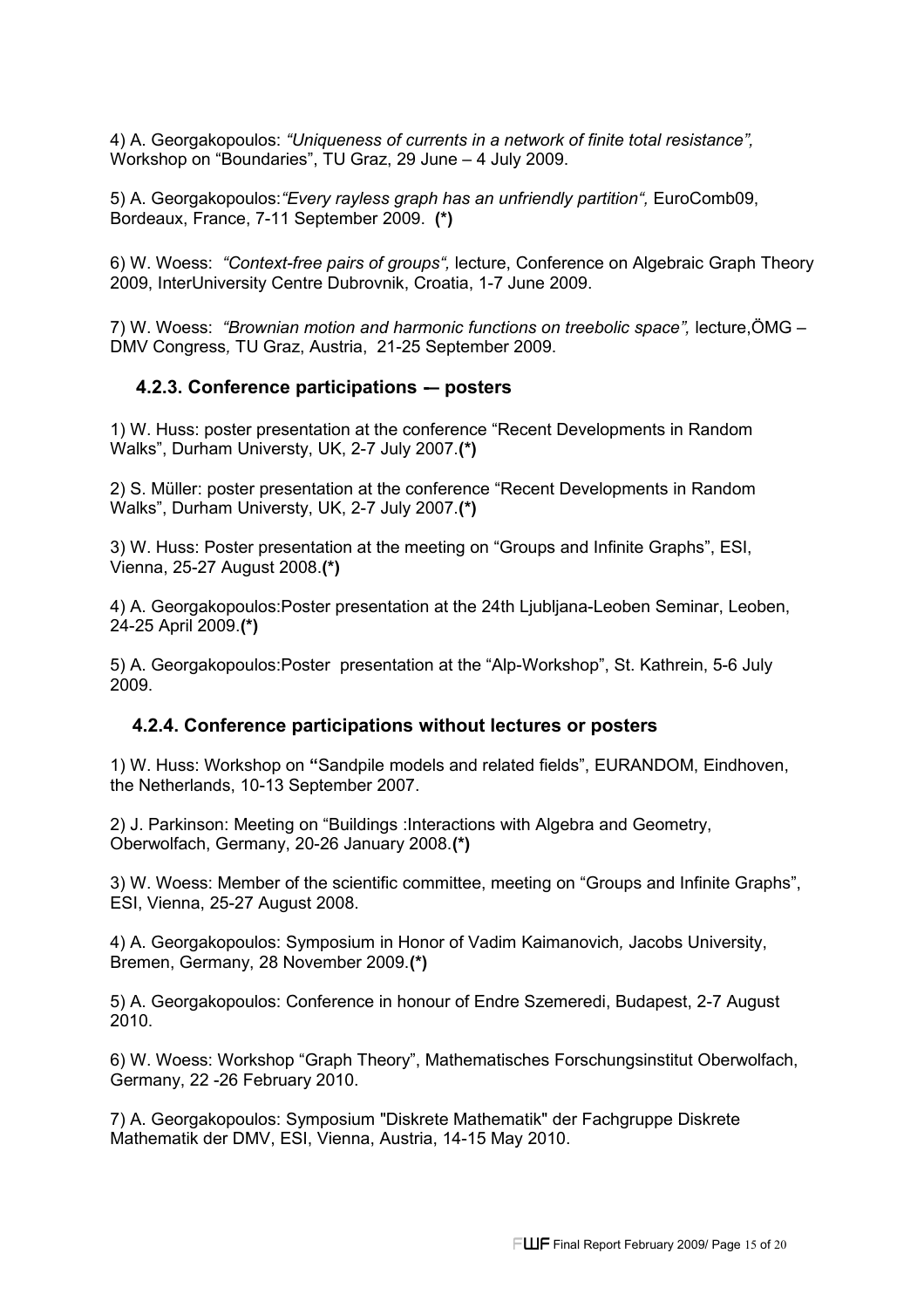4) A. Georgakopoulos: *"Uniqueness of currents in a network of finite total resistance",* Workshop on "Boundaries", TU Graz, 29 June – 4 July 2009.

5) A. Georgakopoulos:*"Every rayless graph has an unfriendly partition",* EuroComb09, Bordeaux, France, 7-11 September 2009. **(*)**

6) W. Woess: *"Context-free pairs of groups",* lecture, Conference on Algebraic Graph Theory 2009, InterUniversity Centre Dubrovnik, Croatia, 1-7 June 2009.

7) W. Woess: *"Brownian motion and harmonic functions on treebolic space",* lecture,ÖMG – DMV Congress, TU Graz, Austria, 21-25 September 2009.

### 4.2.3. Conference participations -- posters

1) W. Huss: poster presentation at the conference "Recent Developments in Random Walks", Durham Universty, UK, 2-7 July 2007.**(*)**

2) S. Müller: poster presentation at the conference "Recent Developments in Random Walks", Durham Universty, UK, 2-7 July 2007.**(*)**

3) W. Huss: Poster presentation at the meeting on "Groups and Infinite Graphs", ESI, Vienna, 25-27 August 2008.**(*)**

4) A. Georgakopoulos:Poster presentation at the 24th Ljubljana-Leoben Seminar, Leoben, 24-25 April 2009.**(*)**

5) A. Georgakopoulos:Poster presentation at the "Alp-Workshop", St. Kathrein, 5-6 July 2009.

### 4.2.4. Conference participations without lectures or posters

1) W. Huss: Workshop on **"**Sandpile models and related fields", EURANDOM, Eindhoven, the Netherlands, 10-13 September 2007.

2) J. Parkinson: Meeting on "Buildings :Interactions with Algebra and Geometry, Oberwolfach, Germany, 20-26 January 2008.**(*)**

3) W. Woess: Member of the scientific committee, meeting on "Groups and Infinite Graphs", ESI, Vienna, 25-27 August 2008.

4) A. Georgakopoulos: Symposium in Honor of Vadim Kaimanovich, Jacobs University, Bremen, Germany, 28 November 2009.**(*)**

5) A. Georgakopoulos: Conference in honour of Endre Szemeredi, Budapest, 2-7 August 2010.

6) W. Woess: Workshop "Graph Theory", Mathematisches Forschungsinstitut Oberwolfach, Germany, 22 -26 February 2010.

7) A. Georgakopoulos: Symposium "Diskrete Mathematik" der Fachgruppe Diskrete Mathematik der DMV, ESI, Vienna, Austria, 14-15 May 2010.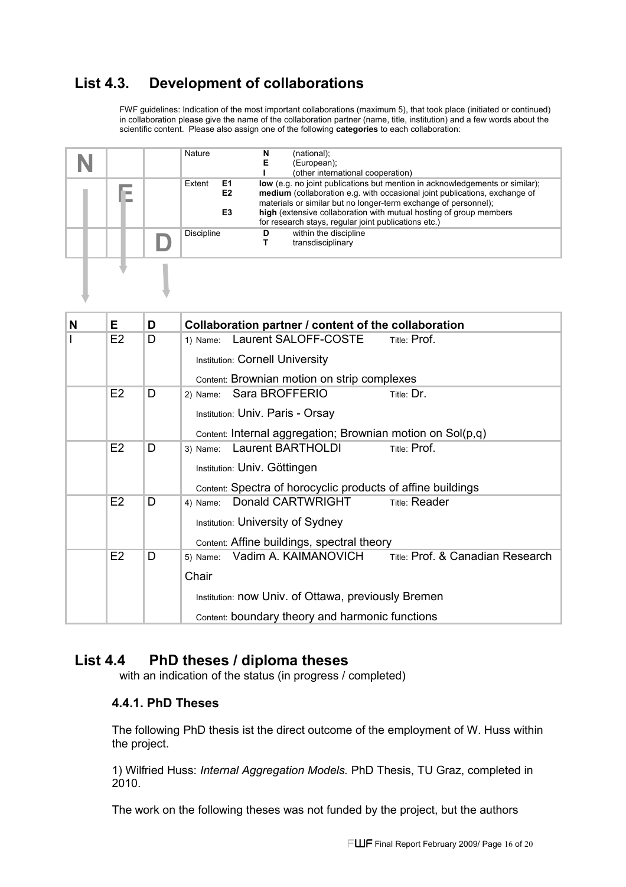## List 4.3. Development of collaborations

FWF guidelines: Indication of the most important collaborations (maximum 5), that took place (initiated or continued) in collaboration please give the name of the collaboration partner (name, title, institution) and a few words about the scientific content. Please also assign one of the following **categories** to each collaboration:

| | | | | | |
|---|---|---|---|---|---|
| N | | | Nature | N<br>E<br>I | (national);<br>(European);<br>(other international cooperation) |
| | E | | Extent | E1<br>E2<br><br>E3 | **low** (e.g. no joint publications but mention in acknowledgements or similar);<br>**medium** (collaboration e.g. with occasional joint publications, exchange of materials or similar but no longer-term exchange of personnel);<br>**high** (extensive collaboration with mutual hosting of group members for research stays, regular joint publications etc.) |
| | | D | Discipline | D<br>T | within the discipline<br>transdisciplinary |

| N | E | D | Collaboration partner / content of the collaboration |
|---|---|---|---|
| I | E2 | D | 1) Name: Laurent SALOFF-COSTE Title: Prof.<br>Institution: Cornell University<br>Content: Brownian motion on strip complexes |
| | E2 | D | 2) Name: Sara BROFFERIO Title: Dr.<br>Institution: Univ. Paris - Orsay<br>Content: Internal aggregation; Brownian motion on Sol(p,q) |
| | E2 | D | 3) Name: Laurent BARTHOLDI Title: Prof.<br>Institution: Univ. Göttingen<br>Content: Spectra of horocyclic products of affine buildings |
| | E2 | D | 4) Name: Donald CARTWRIGHT Title: Reader<br>Institution: University of Sydney<br>Content: Affine buildings, spectral theory |
| | E2 | D | 5) Name: Vadim A. KAIMANOVICH Title: Prof. & Canadian Research Chair<br>Institution: now Univ. of Ottawa, previously Bremen<br>Content: boundary theory and harmonic functions |

## List 4.4 PhD theses / diploma theses

with an indication of the status (in progress / completed)

### 4.4.1. PhD Theses

The following PhD thesis ist the direct outcome of the employment of W. Huss within the project.

1) Wilfried Huss: *Internal Aggregation Models.* PhD Thesis, TU Graz, completed in 2010.

The work on the following theses was not funded by the project, but the authors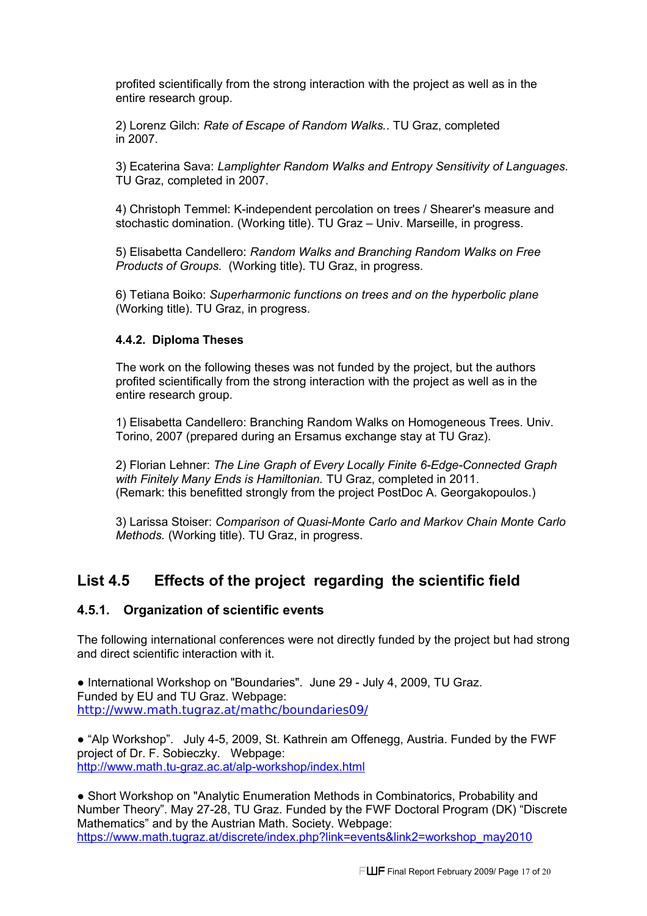profited scientifically from the strong interaction with the project as well as in the entire research group.

2) Lorenz Gilch: *Rate of Escape of Random Walks.*. TU Graz, completed in 2007.

3) Ecaterina Sava: *Lamplighter Random Walks and Entropy Sensitivity of Languages.* TU Graz, completed in 2007.

4) Christoph Temmel: K-independent percolation on trees / Shearer's measure and stochastic domination. (Working title). TU Graz – Univ. Marseille, in progress.

5) Elisabetta Candellero: *Random Walks and Branching Random Walks on Free Products of Groups.* (Working title). TU Graz, in progress.

6) Tetiana Boiko: *Superharmonic functions on trees and on the hyperbolic plane* (Working title). TU Graz, in progress.

#### 4.4.2. Diploma Theses

The work on the following theses was not funded by the project, but the authors profited scientifically from the strong interaction with the project as well as in the entire research group.

1) Elisabetta Candellero: Branching Random Walks on Homogeneous Trees. Univ. Torino, 2007 (prepared during an Ersamus exchange stay at TU Graz).

2) Florian Lehner: *The Line Graph of Every Locally Finite 6-Edge-Connected Graph with Finitely Many Ends is Hamiltonian.* TU Graz, completed in 2011. (Remark: this benefitted strongly from the project PostDoc A. Georgakopoulos.)

3) Larissa Stoiser: *Comparison of Quasi-Monte Carlo and Markov Chain Monte Carlo Methods.* (Working title). TU Graz, in progress.

## List 4.5 Effects of the project regarding the scientific field

### 4.5.1. Organization of scientific events

The following international conferences were not directly funded by the project but had strong and direct scientific interaction with it.

● International Workshop on "Boundaries". June 29 - July 4, 2009, TU Graz. Funded by EU and TU Graz. Webpage: http://www.math.tugraz.at/mathc/boundaries09/

● "Alp Workshop". July 4-5, 2009, St. Kathrein am Offenegg, Austria. Funded by the FWF project of Dr. F. Sobieczky. Webpage: http://www.math.tu-graz.ac.at/alp-workshop/index.html

● Short Workshop on "Analytic Enumeration Methods in Combinatorics, Probability and Number Theory". May 27-28, TU Graz. Funded by the FWF Doctoral Program (DK) "Discrete Mathematics" and by the Austrian Math. Society. Webpage: https://www.math.tugraz.at/discrete/index.php?link=events&link2=workshop_may2010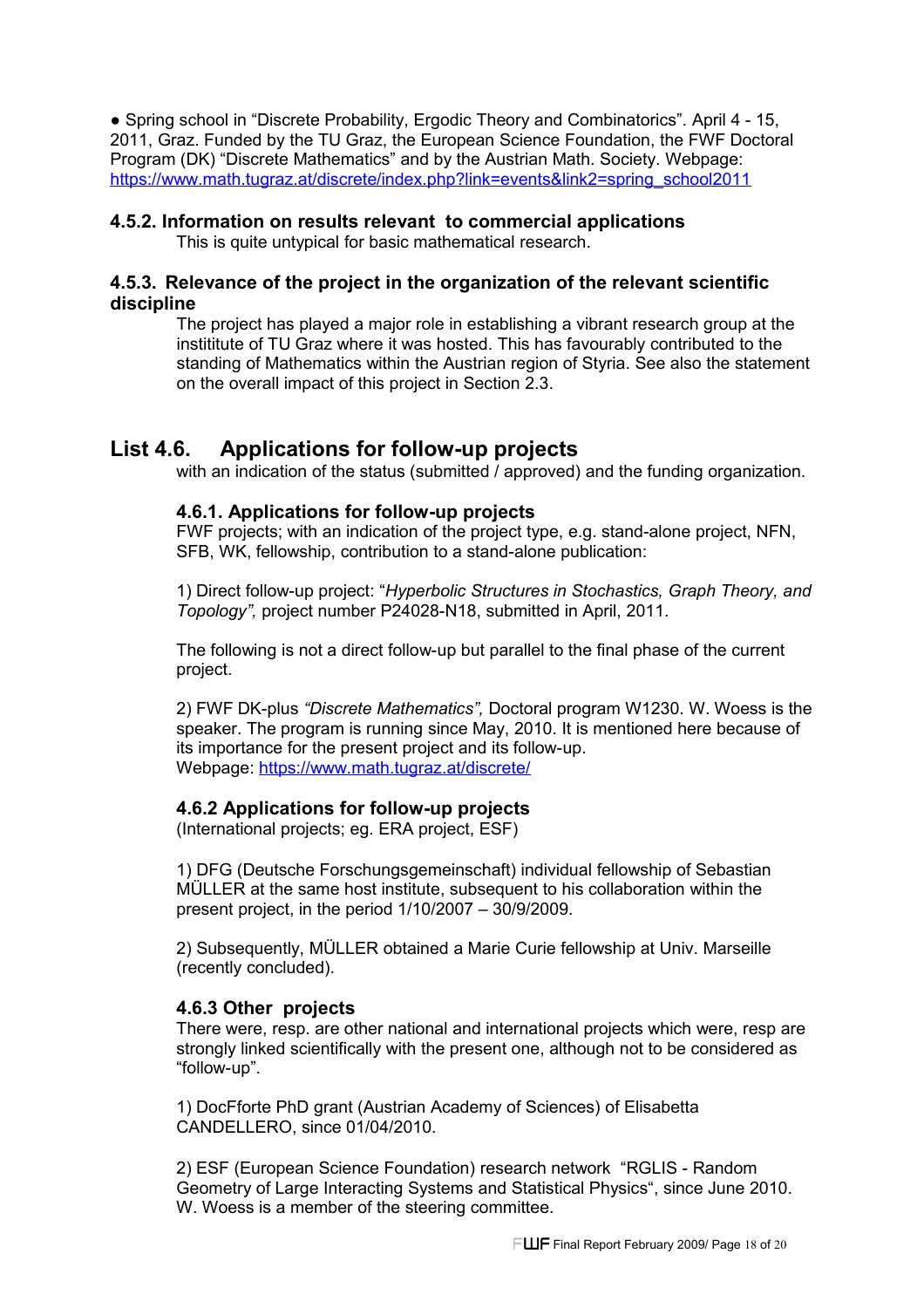● Spring school in "Discrete Probability, Ergodic Theory and Combinatorics". April 4 - 15, 2011, Graz. Funded by the TU Graz, the European Science Foundation, the FWF Doctoral Program (DK) "Discrete Mathematics" and by the Austrian Math. Society. Webpage: https://www.math.tugraz.at/discrete/index.php?link=events&link2=spring_school2011

### 4.5.2. Information on results relevant to commercial applications

This is quite untypical for basic mathematical research.

### 4.5.3. Relevance of the project in the organization of the relevant scientific discipline

The project has played a major role in establishing a vibrant research group at the instititute of TU Graz where it was hosted. This has favourably contributed to the standing of Mathematics within the Austrian region of Styria. See also the statement on the overall impact of this project in Section 2.3.

## List 4.6. Applications for follow-up projects

with an indication of the status (submitted / approved) and the funding organization.

### 4.6.1. Applications for follow-up projects

FWF projects; with an indication of the project type, e.g. stand-alone project, NFN, SFB, WK, fellowship, contribution to a stand-alone publication:

1) Direct follow-up project: "*Hyperbolic Structures in Stochastics, Graph Theory, and Topology",* project number P24028-N18, submitted in April, 2011.

The following is not a direct follow-up but parallel to the final phase of the current project.

2) FWF DK-plus *"Discrete Mathematics",* Doctoral program W1230. W. Woess is the speaker. The program is running since May, 2010. It is mentioned here because of its importance for the present project and its follow-up.
Webpage: https://www.math.tugraz.at/discrete/

### 4.6.2 Applications for follow-up projects

(International projects; eg. ERA project, ESF)

1) DFG (Deutsche Forschungsgemeinschaft) individual fellowship of Sebastian MÜLLER at the same host institute, subsequent to his collaboration within the present project, in the period 1/10/2007 – 30/9/2009.

2) Subsequently, MÜLLER obtained a Marie Curie fellowship at Univ. Marseille (recently concluded).

### 4.6.3 Other projects

There were, resp. are other national and international projects which were, resp are strongly linked scientifically with the present one, although not to be considered as "follow-up".

1) DocFforte PhD grant (Austrian Academy of Sciences) of Elisabetta CANDELLERO, since 01/04/2010.

2) ESF (European Science Foundation) research network "RGLIS - Random Geometry of Large Interacting Systems and Statistical Physics", since June 2010. W. Woess is a member of the steering committee.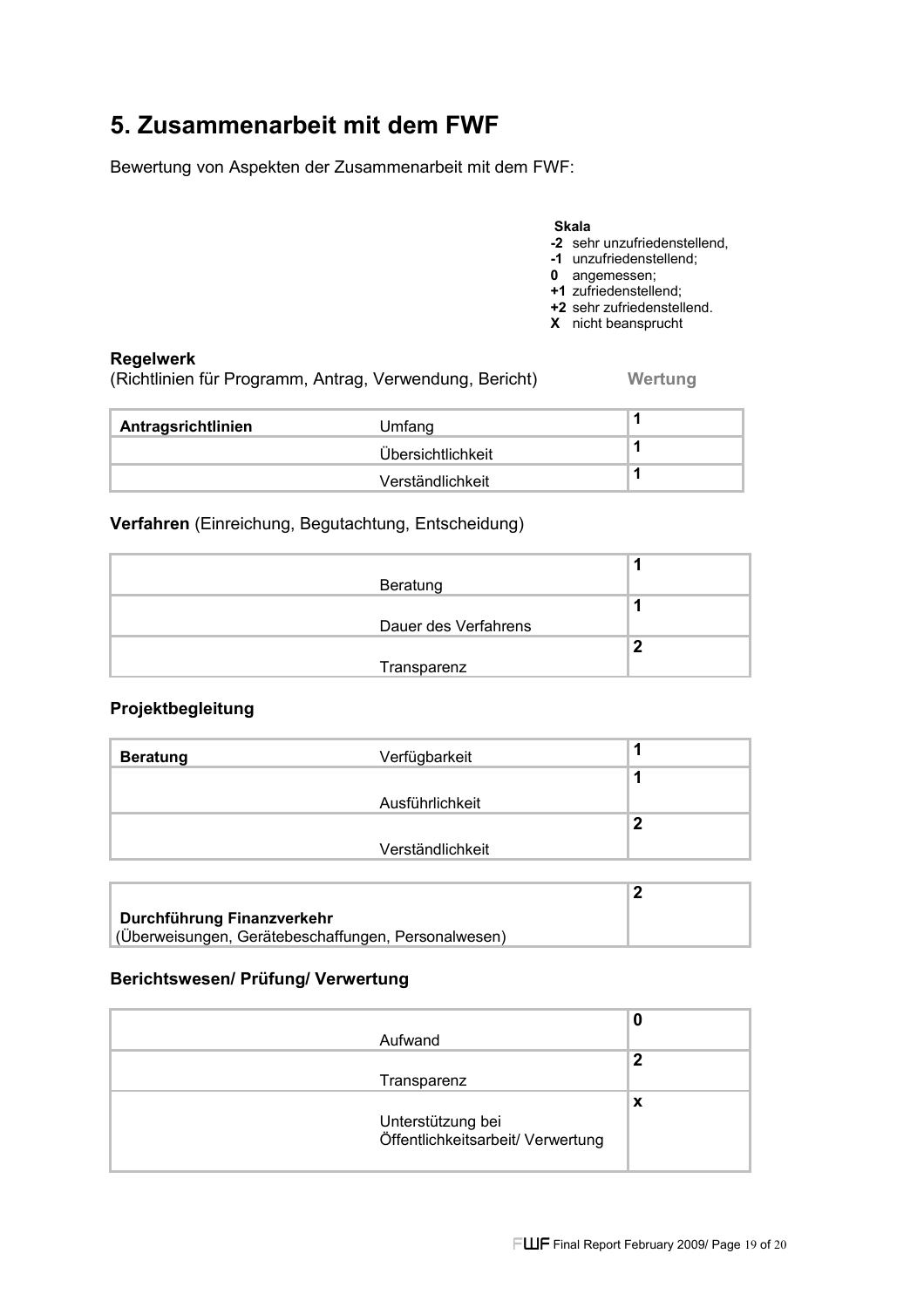# 5. Zusammenarbeit mit dem FWF

Bewertung von Aspekten der Zusammenarbeit mit dem FWF:

**Skala**
- **-2** sehr unzufriedenstellend,
- **-1** unzufriedenstellend;
- **0** angemessen;
- **+1** zufriedenstellend;
- **+2** sehr zufriedenstellend.
- **X** nicht beansprucht

**Regelwerk**
(Richtlinien für Programm, Antrag, Verwendung, Bericht)

| | | Wertung |
|---|---|---|
| **Antragsrichtlinien** | Umfang | 1 |
| | Übersichtlichkeit | 1 |
| | Verständlichkeit | 1 |

**Verfahren** (Einreichung, Begutachtung, Entscheidung)

| | | Wertung |
|---|---|---|
| | Beratung | 1 |
| | Dauer des Verfahrens | 1 |
| | Transparenz | 2 |

**Projektbegleitung**

| | | Wertung |
|---|---|---|
| **Beratung** | Verfügbarkeit | 1 |
| | Ausführlichkeit | 1 |
| | Verständlichkeit | 2 |

| | Wertung |
|---|---|
| **Durchführung Finanzverkehr** (Überweisungen, Gerätebeschaffungen, Personalwesen) | 2 |

**Berichtswesen/ Prüfung/ Verwertung**

| | | Wertung |
|---|---|---|
| | Aufwand | 0 |
| | Transparenz | 2 |
| | Unterstützung bei Öffentlichkeitsarbeit/ Verwertung | x |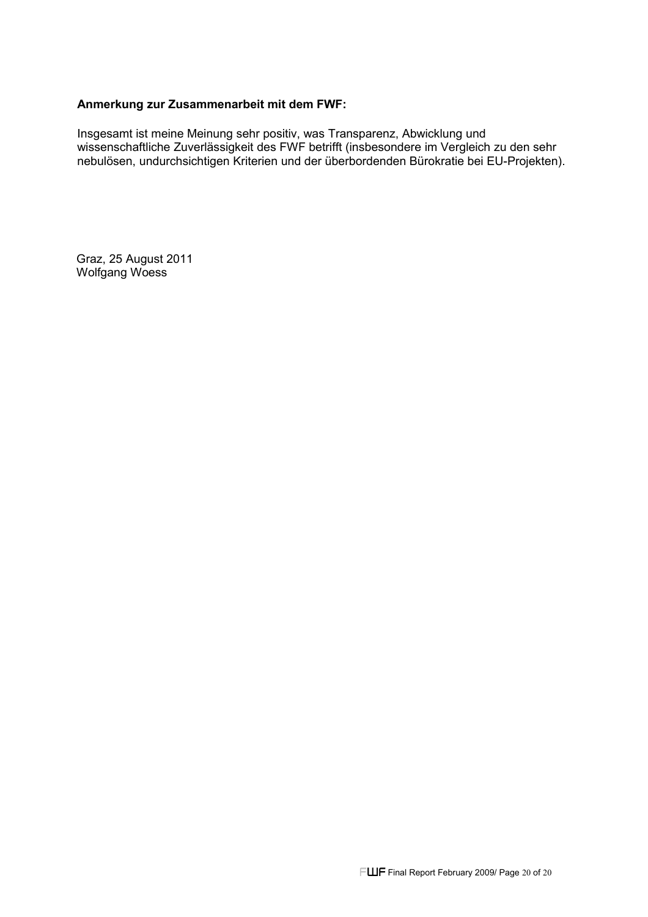**Anmerkung zur Zusammenarbeit mit dem FWF:**

Insgesamt ist meine Meinung sehr positiv, was Transparenz, Abwicklung und wissenschaftliche Zuverlässigkeit des FWF betrifft (insbesondere im Vergleich zu den sehr nebulösen, undurchsichtigen Kriterien und der überbordenden Bürokratie bei EU-Projekten).

Graz, 25 August 2011
Wolfgang Woess